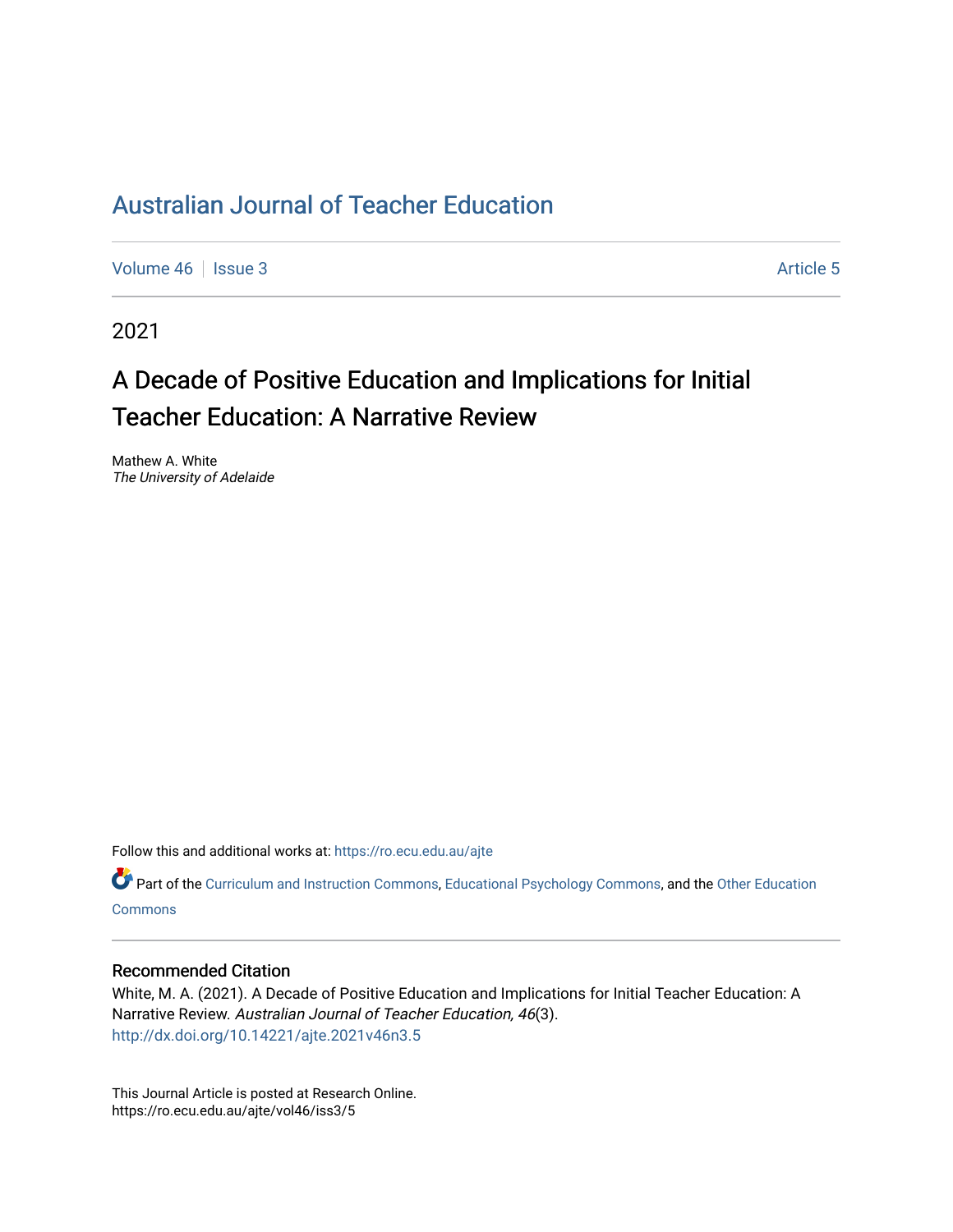# Australian Journal of Teacher Education

Volume 46 | Issue 3 Article 5

2021

## A Decade of Positive Education and Implications for Initial Teacher Education: A Narrative Review

Mathew A. White
*The University of Adelaide*

Follow this and additional works at: https://ro.ecu.edu.au/ajte

Part of the Curriculum and Instruction Commons, Educational Psychology Commons, and the Other Education Commons

### Recommended Citation

White, M. A. (2021). A Decade of Positive Education and Implications for Initial Teacher Education: A Narrative Review. *Australian Journal of Teacher Education, 46*(3).
http://dx.doi.org/10.14221/ajte.2021v46n3.5

This Journal Article is posted at Research Online.
https://ro.ecu.edu.au/ajte/vol46/iss3/5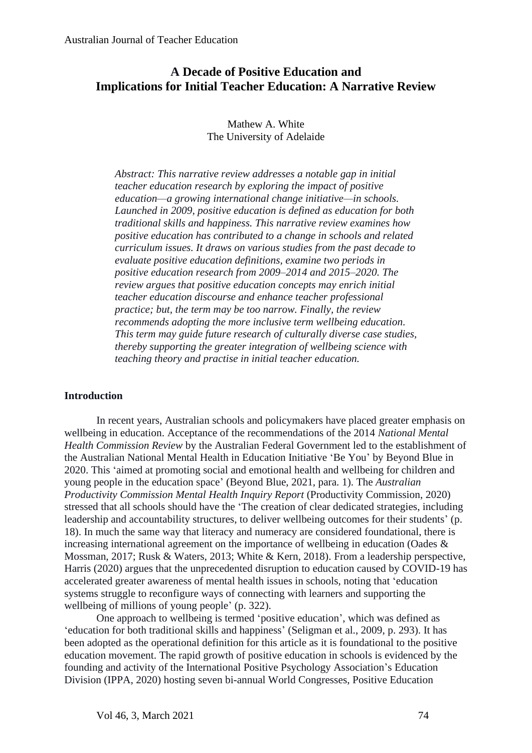# A Decade of Positive Education and Implications for Initial Teacher Education: A Narrative Review

Mathew A. White
The University of Adelaide

*Abstract: This narrative review addresses a notable gap in initial teacher education research by exploring the impact of positive education—a growing international change initiative—in schools. Launched in 2009, positive education is defined as education for both traditional skills and happiness. This narrative review examines how positive education has contributed to a change in schools and related curriculum issues. It draws on various studies from the past decade to evaluate positive education definitions, examine two periods in positive education research from 2009–2014 and 2015–2020. The review argues that positive education concepts may enrich initial teacher education discourse and enhance teacher professional practice; but, the term may be too narrow. Finally, the review recommends adopting the more inclusive term wellbeing education. This term may guide future research of culturally diverse case studies, thereby supporting the greater integration of wellbeing science with teaching theory and practise in initial teacher education.*

## Introduction

In recent years, Australian schools and policymakers have placed greater emphasis on wellbeing in education. Acceptance of the recommendations of the 2014 *National Mental Health Commission Review* by the Australian Federal Government led to the establishment of the Australian National Mental Health in Education Initiative 'Be You' by Beyond Blue in 2020. This 'aimed at promoting social and emotional health and wellbeing for children and young people in the education space' (Beyond Blue, 2021, para. 1). The *Australian Productivity Commission Mental Health Inquiry Report* (Productivity Commission, 2020) stressed that all schools should have the 'The creation of clear dedicated strategies, including leadership and accountability structures, to deliver wellbeing outcomes for their students' (p. 18). In much the same way that literacy and numeracy are considered foundational, there is increasing international agreement on the importance of wellbeing in education (Oades & Mossman, 2017; Rusk & Waters, 2013; White & Kern, 2018). From a leadership perspective, Harris (2020) argues that the unprecedented disruption to education caused by COVID-19 has accelerated greater awareness of mental health issues in schools, noting that 'education systems struggle to reconfigure ways of connecting with learners and supporting the wellbeing of millions of young people' (p. 322).

One approach to wellbeing is termed 'positive education', which was defined as 'education for both traditional skills and happiness' (Seligman et al., 2009, p. 293). It has been adopted as the operational definition for this article as it is foundational to the positive education movement. The rapid growth of positive education in schools is evidenced by the founding and activity of the International Positive Psychology Association's Education Division (IPPA, 2020) hosting seven bi-annual World Congresses, Positive Education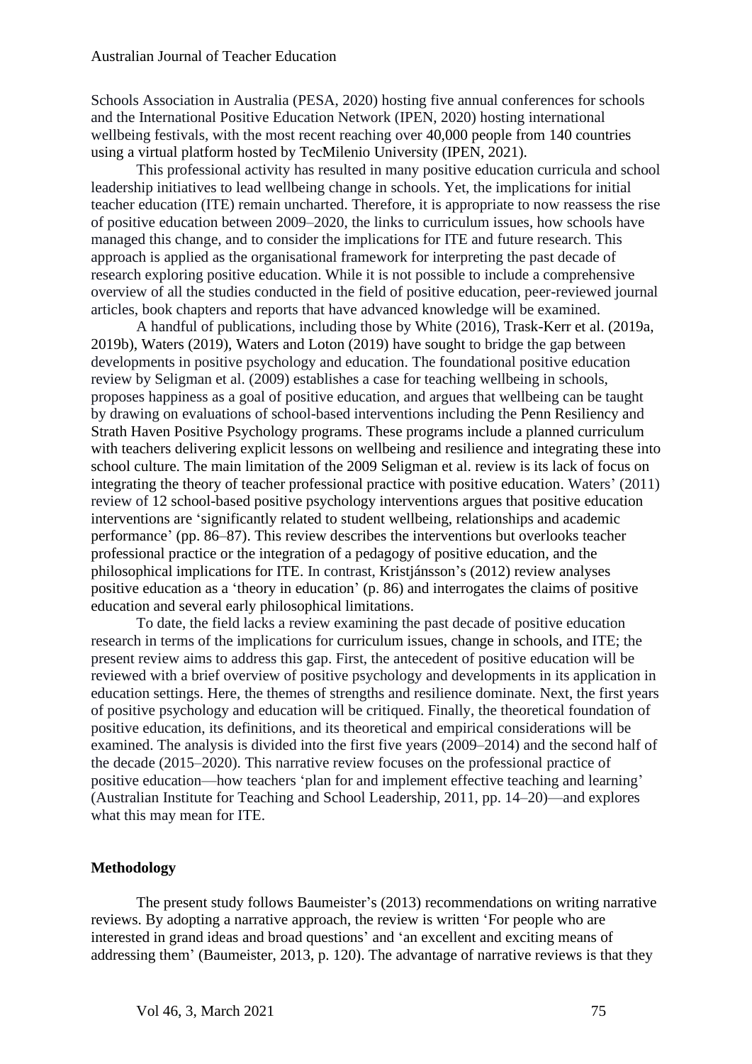Schools Association in Australia (PESA, 2020) hosting five annual conferences for schools and the International Positive Education Network (IPEN, 2020) hosting international wellbeing festivals, with the most recent reaching over 40,000 people from 140 countries using a virtual platform hosted by TecMilenio University (IPEN, 2021).

This professional activity has resulted in many positive education curricula and school leadership initiatives to lead wellbeing change in schools. Yet, the implications for initial teacher education (ITE) remain uncharted. Therefore, it is appropriate to now reassess the rise of positive education between 2009–2020, the links to curriculum issues, how schools have managed this change, and to consider the implications for ITE and future research. This approach is applied as the organisational framework for interpreting the past decade of research exploring positive education. While it is not possible to include a comprehensive overview of all the studies conducted in the field of positive education, peer-reviewed journal articles, book chapters and reports that have advanced knowledge will be examined.

A handful of publications, including those by White (2016), Trask-Kerr et al. (2019a, 2019b), Waters (2019), Waters and Loton (2019) have sought to bridge the gap between developments in positive psychology and education. The foundational positive education review by Seligman et al. (2009) establishes a case for teaching wellbeing in schools, proposes happiness as a goal of positive education, and argues that wellbeing can be taught by drawing on evaluations of school-based interventions including the Penn Resiliency and Strath Haven Positive Psychology programs. These programs include a planned curriculum with teachers delivering explicit lessons on wellbeing and resilience and integrating these into school culture. The main limitation of the 2009 Seligman et al. review is its lack of focus on integrating the theory of teacher professional practice with positive education. Waters' (2011) review of 12 school-based positive psychology interventions argues that positive education interventions are 'significantly related to student wellbeing, relationships and academic performance' (pp. 86–87). This review describes the interventions but overlooks teacher professional practice or the integration of a pedagogy of positive education, and the philosophical implications for ITE. In contrast, Kristjánsson's (2012) review analyses positive education as a 'theory in education' (p. 86) and interrogates the claims of positive education and several early philosophical limitations.

To date, the field lacks a review examining the past decade of positive education research in terms of the implications for curriculum issues, change in schools, and ITE; the present review aims to address this gap. First, the antecedent of positive education will be reviewed with a brief overview of positive psychology and developments in its application in education settings. Here, the themes of strengths and resilience dominate. Next, the first years of positive psychology and education will be critiqued. Finally, the theoretical foundation of positive education, its definitions, and its theoretical and empirical considerations will be examined. The analysis is divided into the first five years (2009–2014) and the second half of the decade (2015–2020). This narrative review focuses on the professional practice of positive education—how teachers 'plan for and implement effective teaching and learning' (Australian Institute for Teaching and School Leadership, 2011, pp. 14–20)—and explores what this may mean for ITE.

## Methodology

The present study follows Baumeister's (2013) recommendations on writing narrative reviews. By adopting a narrative approach, the review is written 'For people who are interested in grand ideas and broad questions' and 'an excellent and exciting means of addressing them' (Baumeister, 2013, p. 120). The advantage of narrative reviews is that they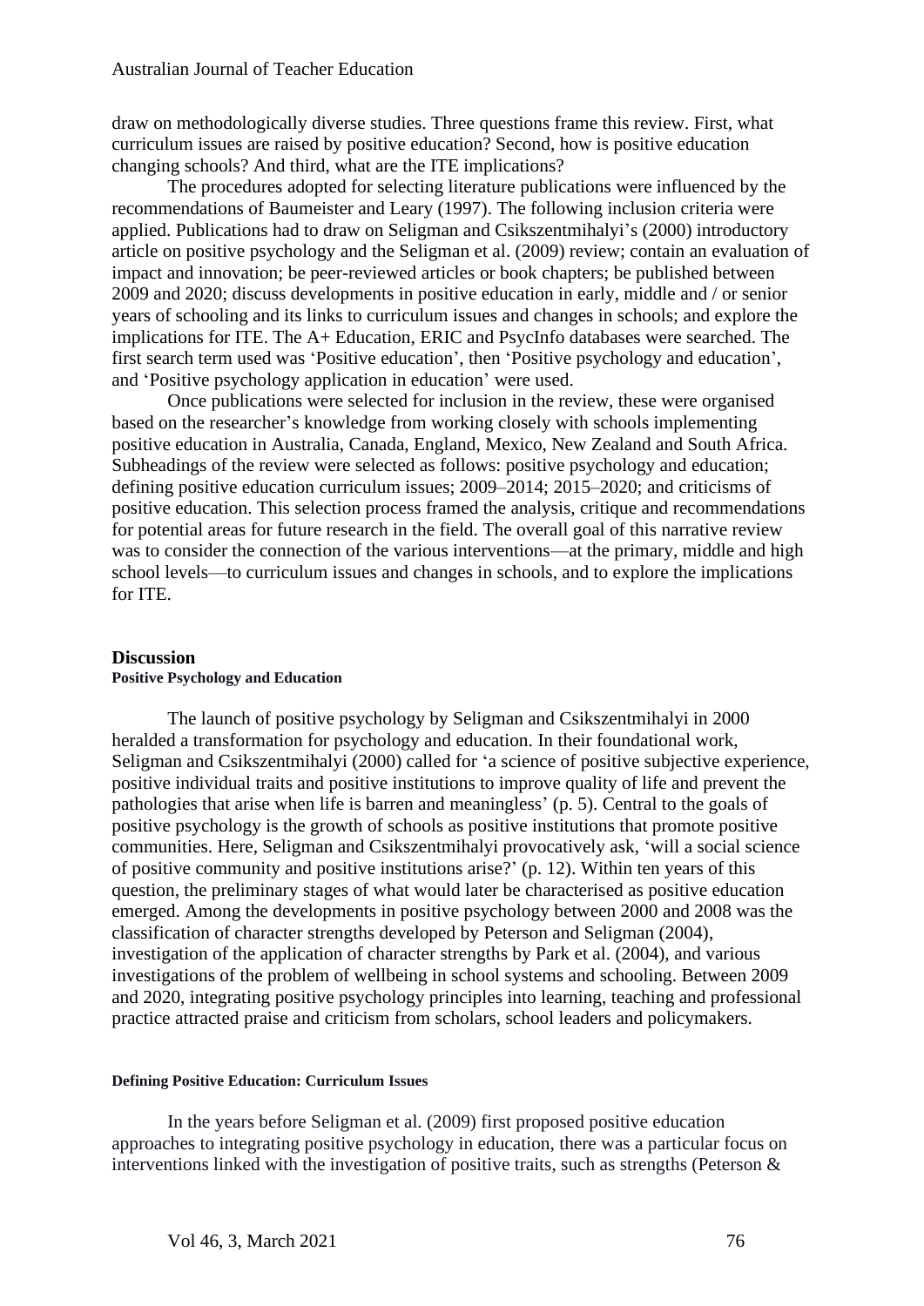draw on methodologically diverse studies. Three questions frame this review. First, what curriculum issues are raised by positive education? Second, how is positive education changing schools? And third, what are the ITE implications?

The procedures adopted for selecting literature publications were influenced by the recommendations of Baumeister and Leary (1997). The following inclusion criteria were applied. Publications had to draw on Seligman and Csikszentmihalyi's (2000) introductory article on positive psychology and the Seligman et al. (2009) review; contain an evaluation of impact and innovation; be peer-reviewed articles or book chapters; be published between 2009 and 2020; discuss developments in positive education in early, middle and / or senior years of schooling and its links to curriculum issues and changes in schools; and explore the implications for ITE. The A+ Education, ERIC and PsycInfo databases were searched. The first search term used was 'Positive education', then 'Positive psychology and education', and 'Positive psychology application in education' were used.

Once publications were selected for inclusion in the review, these were organised based on the researcher's knowledge from working closely with schools implementing positive education in Australia, Canada, England, Mexico, New Zealand and South Africa. Subheadings of the review were selected as follows: positive psychology and education; defining positive education curriculum issues; 2009–2014; 2015–2020; and criticisms of positive education. This selection process framed the analysis, critique and recommendations for potential areas for future research in the field. The overall goal of this narrative review was to consider the connection of the various interventions—at the primary, middle and high school levels—to curriculum issues and changes in schools, and to explore the implications for ITE.

## Discussion

### Positive Psychology and Education

The launch of positive psychology by Seligman and Csikszentmihalyi in 2000 heralded a transformation for psychology and education. In their foundational work, Seligman and Csikszentmihalyi (2000) called for 'a science of positive subjective experience, positive individual traits and positive institutions to improve quality of life and prevent the pathologies that arise when life is barren and meaningless' (p. 5). Central to the goals of positive psychology is the growth of schools as positive institutions that promote positive communities. Here, Seligman and Csikszentmihalyi provocatively ask, 'will a social science of positive community and positive institutions arise?' (p. 12). Within ten years of this question, the preliminary stages of what would later be characterised as positive education emerged. Among the developments in positive psychology between 2000 and 2008 was the classification of character strengths developed by Peterson and Seligman (2004), investigation of the application of character strengths by Park et al. (2004), and various investigations of the problem of wellbeing in school systems and schooling. Between 2009 and 2020, integrating positive psychology principles into learning, teaching and professional practice attracted praise and criticism from scholars, school leaders and policymakers.

### Defining Positive Education: Curriculum Issues

In the years before Seligman et al. (2009) first proposed positive education approaches to integrating positive psychology in education, there was a particular focus on interventions linked with the investigation of positive traits, such as strengths (Peterson &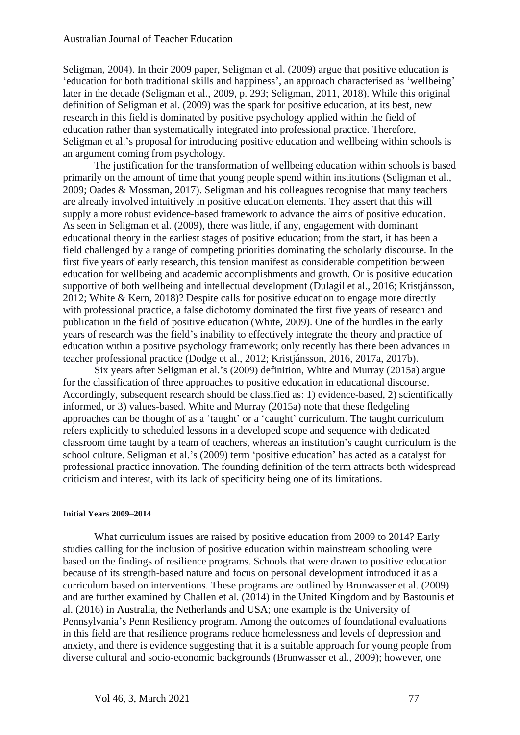Seligman, 2004). In their 2009 paper, Seligman et al. (2009) argue that positive education is 'education for both traditional skills and happiness', an approach characterised as 'wellbeing' later in the decade (Seligman et al., 2009, p. 293; Seligman, 2011, 2018). While this original definition of Seligman et al. (2009) was the spark for positive education, at its best, new research in this field is dominated by positive psychology applied within the field of education rather than systematically integrated into professional practice. Therefore, Seligman et al.'s proposal for introducing positive education and wellbeing within schools is an argument coming from psychology.

The justification for the transformation of wellbeing education within schools is based primarily on the amount of time that young people spend within institutions (Seligman et al., 2009; Oades & Mossman, 2017). Seligman and his colleagues recognise that many teachers are already involved intuitively in positive education elements. They assert that this will supply a more robust evidence-based framework to advance the aims of positive education. As seen in Seligman et al. (2009), there was little, if any, engagement with dominant educational theory in the earliest stages of positive education; from the start, it has been a field challenged by a range of competing priorities dominating the scholarly discourse. In the first five years of early research, this tension manifest as considerable competition between education for wellbeing and academic accomplishments and growth. Or is positive education supportive of both wellbeing and intellectual development (Dulagil et al., 2016; Kristjánsson, 2012; White & Kern, 2018)? Despite calls for positive education to engage more directly with professional practice, a false dichotomy dominated the first five years of research and publication in the field of positive education (White, 2009). One of the hurdles in the early years of research was the field's inability to effectively integrate the theory and practice of education within a positive psychology framework; only recently has there been advances in teacher professional practice (Dodge et al., 2012; Kristjánsson, 2016, 2017a, 2017b).

Six years after Seligman et al.'s (2009) definition, White and Murray (2015a) argue for the classification of three approaches to positive education in educational discourse. Accordingly, subsequent research should be classified as: 1) evidence-based, 2) scientifically informed, or 3) values-based. White and Murray (2015a) note that these fledgeling approaches can be thought of as a 'taught' or a 'caught' curriculum. The taught curriculum refers explicitly to scheduled lessons in a developed scope and sequence with dedicated classroom time taught by a team of teachers, whereas an institution's caught curriculum is the school culture. Seligman et al.'s (2009) term 'positive education' has acted as a catalyst for professional practice innovation. The founding definition of the term attracts both widespread criticism and interest, with its lack of specificity being one of its limitations.

#### Initial Years 2009–2014

What curriculum issues are raised by positive education from 2009 to 2014? Early studies calling for the inclusion of positive education within mainstream schooling were based on the findings of resilience programs. Schools that were drawn to positive education because of its strength-based nature and focus on personal development introduced it as a curriculum based on interventions. These programs are outlined by Brunwasser et al. (2009) and are further examined by Challen et al. (2014) in the United Kingdom and by Bastounis et al. (2016) in Australia, the Netherlands and USA; one example is the University of Pennsylvania's Penn Resiliency program. Among the outcomes of foundational evaluations in this field are that resilience programs reduce homelessness and levels of depression and anxiety, and there is evidence suggesting that it is a suitable approach for young people from diverse cultural and socio-economic backgrounds (Brunwasser et al., 2009); however, one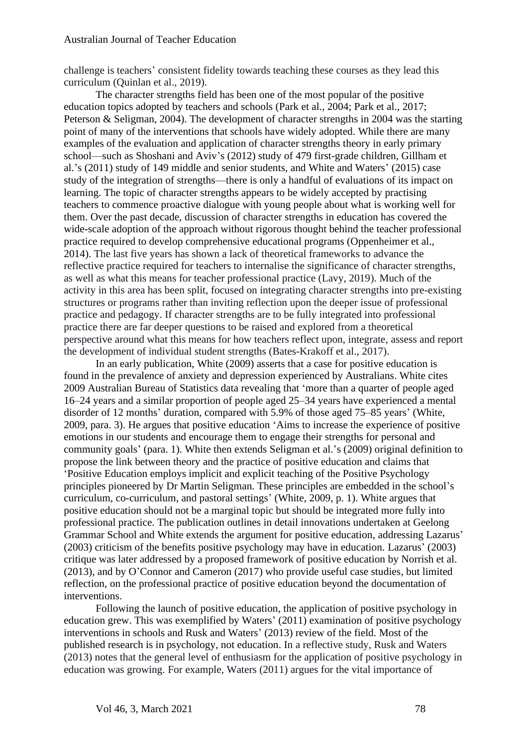challenge is teachers' consistent fidelity towards teaching these courses as they lead this curriculum (Quinlan et al., 2019).

The character strengths field has been one of the most popular of the positive education topics adopted by teachers and schools (Park et al., 2004; Park et al., 2017; Peterson & Seligman, 2004). The development of character strengths in 2004 was the starting point of many of the interventions that schools have widely adopted. While there are many examples of the evaluation and application of character strengths theory in early primary school—such as Shoshani and Aviv's (2012) study of 479 first-grade children, Gillham et al.'s (2011) study of 149 middle and senior students, and White and Waters' (2015) case study of the integration of strengths—there is only a handful of evaluations of its impact on learning. The topic of character strengths appears to be widely accepted by practising teachers to commence proactive dialogue with young people about what is working well for them. Over the past decade, discussion of character strengths in education has covered the wide-scale adoption of the approach without rigorous thought behind the teacher professional practice required to develop comprehensive educational programs (Oppenheimer et al., 2014). The last five years has shown a lack of theoretical frameworks to advance the reflective practice required for teachers to internalise the significance of character strengths, as well as what this means for teacher professional practice (Lavy, 2019). Much of the activity in this area has been split, focused on integrating character strengths into pre-existing structures or programs rather than inviting reflection upon the deeper issue of professional practice and pedagogy. If character strengths are to be fully integrated into professional practice there are far deeper questions to be raised and explored from a theoretical perspective around what this means for how teachers reflect upon, integrate, assess and report the development of individual student strengths (Bates-Krakoff et al., 2017).

In an early publication, White (2009) asserts that a case for positive education is found in the prevalence of anxiety and depression experienced by Australians. White cites 2009 Australian Bureau of Statistics data revealing that 'more than a quarter of people aged 16–24 years and a similar proportion of people aged 25–34 years have experienced a mental disorder of 12 months' duration, compared with 5.9% of those aged 75–85 years' (White, 2009, para. 3). He argues that positive education 'Aims to increase the experience of positive emotions in our students and encourage them to engage their strengths for personal and community goals' (para. 1). White then extends Seligman et al.'s (2009) original definition to propose the link between theory and the practice of positive education and claims that 'Positive Education employs implicit and explicit teaching of the Positive Psychology principles pioneered by Dr Martin Seligman. These principles are embedded in the school's curriculum, co-curriculum, and pastoral settings' (White, 2009, p. 1). White argues that positive education should not be a marginal topic but should be integrated more fully into professional practice. The publication outlines in detail innovations undertaken at Geelong Grammar School and White extends the argument for positive education, addressing Lazarus' (2003) criticism of the benefits positive psychology may have in education. Lazarus' (2003) critique was later addressed by a proposed framework of positive education by Norrish et al. (2013), and by O'Connor and Cameron (2017) who provide useful case studies, but limited reflection, on the professional practice of positive education beyond the documentation of interventions.

Following the launch of positive education, the application of positive psychology in education grew. This was exemplified by Waters' (2011) examination of positive psychology interventions in schools and Rusk and Waters' (2013) review of the field. Most of the published research is in psychology, not education. In a reflective study, Rusk and Waters (2013) notes that the general level of enthusiasm for the application of positive psychology in education was growing. For example, Waters (2011) argues for the vital importance of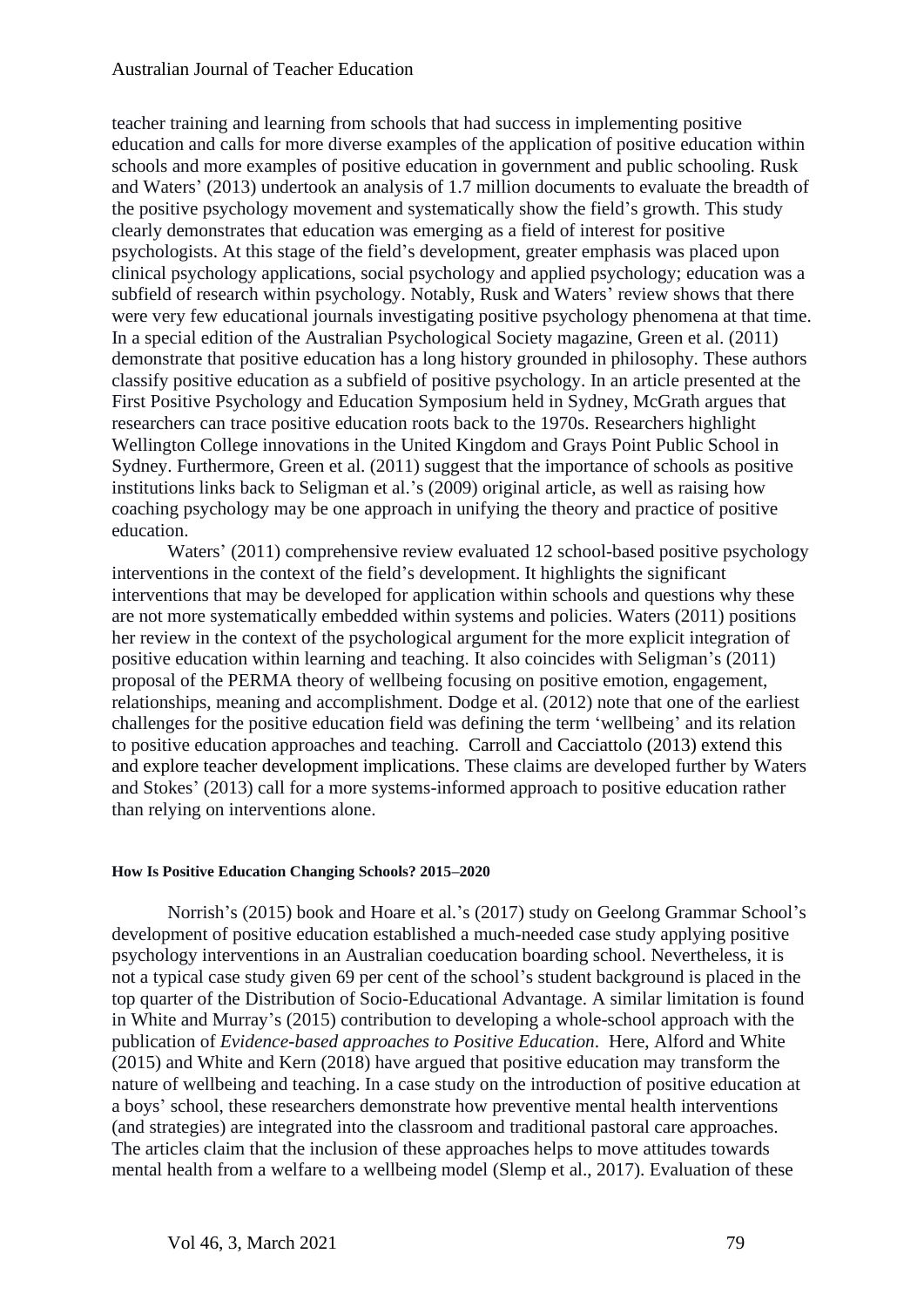teacher training and learning from schools that had success in implementing positive education and calls for more diverse examples of the application of positive education within schools and more examples of positive education in government and public schooling. Rusk and Waters' (2013) undertook an analysis of 1.7 million documents to evaluate the breadth of the positive psychology movement and systematically show the field's growth. This study clearly demonstrates that education was emerging as a field of interest for positive psychologists. At this stage of the field's development, greater emphasis was placed upon clinical psychology applications, social psychology and applied psychology; education was a subfield of research within psychology. Notably, Rusk and Waters' review shows that there were very few educational journals investigating positive psychology phenomena at that time. In a special edition of the Australian Psychological Society magazine, Green et al. (2011) demonstrate that positive education has a long history grounded in philosophy. These authors classify positive education as a subfield of positive psychology. In an article presented at the First Positive Psychology and Education Symposium held in Sydney, McGrath argues that researchers can trace positive education roots back to the 1970s. Researchers highlight Wellington College innovations in the United Kingdom and Grays Point Public School in Sydney. Furthermore, Green et al. (2011) suggest that the importance of schools as positive institutions links back to Seligman et al.'s (2009) original article, as well as raising how coaching psychology may be one approach in unifying the theory and practice of positive education.

Waters' (2011) comprehensive review evaluated 12 school-based positive psychology interventions in the context of the field's development. It highlights the significant interventions that may be developed for application within schools and questions why these are not more systematically embedded within systems and policies. Waters (2011) positions her review in the context of the psychological argument for the more explicit integration of positive education within learning and teaching. It also coincides with Seligman's (2011) proposal of the PERMA theory of wellbeing focusing on positive emotion, engagement, relationships, meaning and accomplishment. Dodge et al. (2012) note that one of the earliest challenges for the positive education field was defining the term 'wellbeing' and its relation to positive education approaches and teaching. Carroll and Cacciattolo (2013) extend this and explore teacher development implications. These claims are developed further by Waters and Stokes' (2013) call for a more systems-informed approach to positive education rather than relying on interventions alone.

#### How Is Positive Education Changing Schools? 2015–2020

Norrish's (2015) book and Hoare et al.'s (2017) study on Geelong Grammar School's development of positive education established a much-needed case study applying positive psychology interventions in an Australian coeducation boarding school. Nevertheless, it is not a typical case study given 69 per cent of the school's student background is placed in the top quarter of the Distribution of Socio-Educational Advantage. A similar limitation is found in White and Murray's (2015) contribution to developing a whole-school approach with the publication of *Evidence-based approaches to Positive Education*. Here, Alford and White (2015) and White and Kern (2018) have argued that positive education may transform the nature of wellbeing and teaching. In a case study on the introduction of positive education at a boys' school, these researchers demonstrate how preventive mental health interventions (and strategies) are integrated into the classroom and traditional pastoral care approaches. The articles claim that the inclusion of these approaches helps to move attitudes towards mental health from a welfare to a wellbeing model (Slemp et al., 2017). Evaluation of these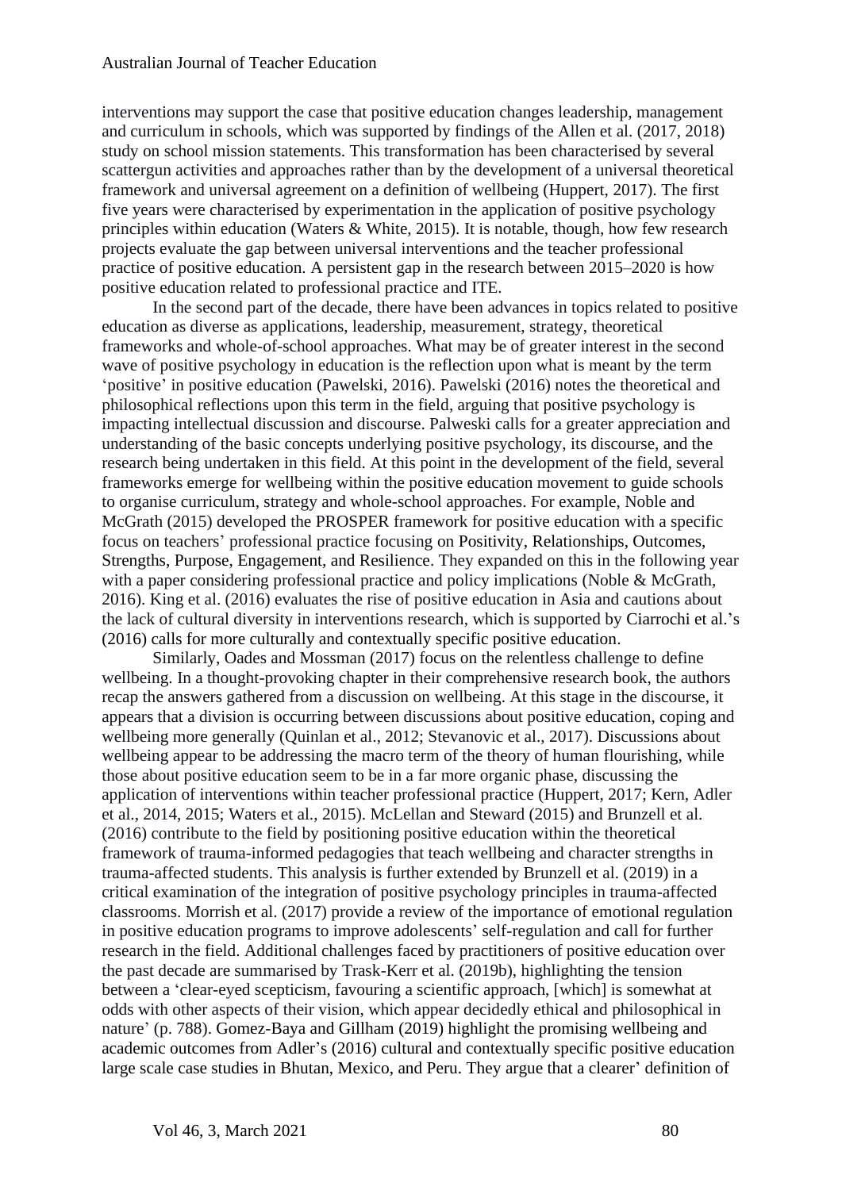interventions may support the case that positive education changes leadership, management and curriculum in schools, which was supported by findings of the Allen et al. (2017, 2018) study on school mission statements. This transformation has been characterised by several scattergun activities and approaches rather than by the development of a universal theoretical framework and universal agreement on a definition of wellbeing (Huppert, 2017). The first five years were characterised by experimentation in the application of positive psychology principles within education (Waters & White, 2015). It is notable, though, how few research projects evaluate the gap between universal interventions and the teacher professional practice of positive education. A persistent gap in the research between 2015–2020 is how positive education related to professional practice and ITE.

In the second part of the decade, there have been advances in topics related to positive education as diverse as applications, leadership, measurement, strategy, theoretical frameworks and whole-of-school approaches. What may be of greater interest in the second wave of positive psychology in education is the reflection upon what is meant by the term 'positive' in positive education (Pawelski, 2016). Pawelski (2016) notes the theoretical and philosophical reflections upon this term in the field, arguing that positive psychology is impacting intellectual discussion and discourse. Palweski calls for a greater appreciation and understanding of the basic concepts underlying positive psychology, its discourse, and the research being undertaken in this field. At this point in the development of the field, several frameworks emerge for wellbeing within the positive education movement to guide schools to organise curriculum, strategy and whole-school approaches. For example, Noble and McGrath (2015) developed the PROSPER framework for positive education with a specific focus on teachers' professional practice focusing on Positivity, Relationships, Outcomes, Strengths, Purpose, Engagement, and Resilience. They expanded on this in the following year with a paper considering professional practice and policy implications (Noble & McGrath, 2016). King et al. (2016) evaluates the rise of positive education in Asia and cautions about the lack of cultural diversity in interventions research, which is supported by Ciarrochi et al.'s (2016) calls for more culturally and contextually specific positive education.

Similarly, Oades and Mossman (2017) focus on the relentless challenge to define wellbeing. In a thought-provoking chapter in their comprehensive research book, the authors recap the answers gathered from a discussion on wellbeing. At this stage in the discourse, it appears that a division is occurring between discussions about positive education, coping and wellbeing more generally (Quinlan et al., 2012; Stevanovic et al., 2017). Discussions about wellbeing appear to be addressing the macro term of the theory of human flourishing, while those about positive education seem to be in a far more organic phase, discussing the application of interventions within teacher professional practice (Huppert, 2017; Kern, Adler et al., 2014, 2015; Waters et al., 2015). McLellan and Steward (2015) and Brunzell et al. (2016) contribute to the field by positioning positive education within the theoretical framework of trauma-informed pedagogies that teach wellbeing and character strengths in trauma-affected students. This analysis is further extended by Brunzell et al. (2019) in a critical examination of the integration of positive psychology principles in trauma-affected classrooms. Morrish et al. (2017) provide a review of the importance of emotional regulation in positive education programs to improve adolescents' self-regulation and call for further research in the field. Additional challenges faced by practitioners of positive education over the past decade are summarised by Trask-Kerr et al. (2019b), highlighting the tension between a 'clear-eyed scepticism, favouring a scientific approach, [which] is somewhat at odds with other aspects of their vision, which appear decidedly ethical and philosophical in nature' (p. 788). Gomez-Baya and Gillham (2019) highlight the promising wellbeing and academic outcomes from Adler's (2016) cultural and contextually specific positive education large scale case studies in Bhutan, Mexico, and Peru. They argue that a clearer' definition of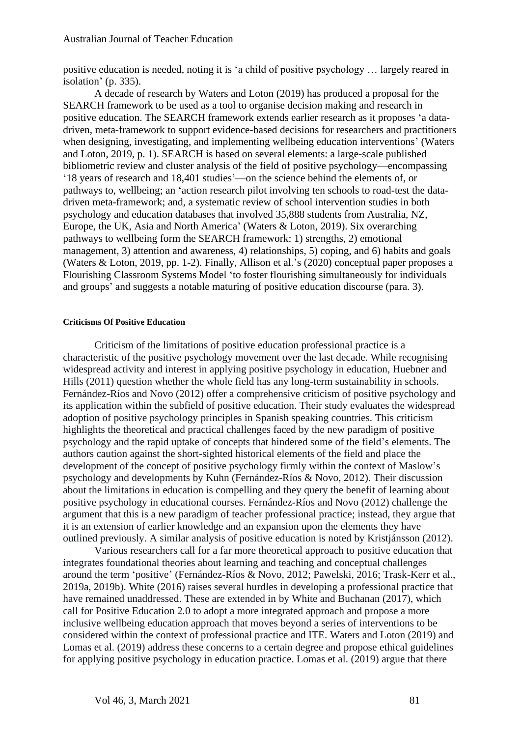positive education is needed, noting it is 'a child of positive psychology … largely reared in isolation' (p. 335).

A decade of research by Waters and Loton (2019) has produced a proposal for the SEARCH framework to be used as a tool to organise decision making and research in positive education. The SEARCH framework extends earlier research as it proposes 'a data-driven, meta-framework to support evidence-based decisions for researchers and practitioners when designing, investigating, and implementing wellbeing education interventions' (Waters and Loton, 2019, p. 1). SEARCH is based on several elements: a large-scale published bibliometric review and cluster analysis of the field of positive psychology—encompassing '18 years of research and 18,401 studies'—on the science behind the elements of, or pathways to, wellbeing; an 'action research pilot involving ten schools to road-test the data-driven meta-framework; and, a systematic review of school intervention studies in both psychology and education databases that involved 35,888 students from Australia, NZ, Europe, the UK, Asia and North America' (Waters & Loton, 2019). Six overarching pathways to wellbeing form the SEARCH framework: 1) strengths, 2) emotional management, 3) attention and awareness, 4) relationships, 5) coping, and 6) habits and goals (Waters & Loton, 2019, pp. 1-2). Finally, Allison et al.'s (2020) conceptual paper proposes a Flourishing Classroom Systems Model 'to foster flourishing simultaneously for individuals and groups' and suggests a notable maturing of positive education discourse (para. 3).

#### Criticisms Of Positive Education

Criticism of the limitations of positive education professional practice is a characteristic of the positive psychology movement over the last decade. While recognising widespread activity and interest in applying positive psychology in education, Huebner and Hills (2011) question whether the whole field has any long-term sustainability in schools. Fernández-Ríos and Novo (2012) offer a comprehensive criticism of positive psychology and its application within the subfield of positive education. Their study evaluates the widespread adoption of positive psychology principles in Spanish speaking countries. This criticism highlights the theoretical and practical challenges faced by the new paradigm of positive psychology and the rapid uptake of concepts that hindered some of the field's elements. The authors caution against the short-sighted historical elements of the field and place the development of the concept of positive psychology firmly within the context of Maslow's psychology and developments by Kuhn (Fernández-Ríos & Novo, 2012). Their discussion about the limitations in education is compelling and they query the benefit of learning about positive psychology in educational courses. Fernández-Ríos and Novo (2012) challenge the argument that this is a new paradigm of teacher professional practice; instead, they argue that it is an extension of earlier knowledge and an expansion upon the elements they have outlined previously. A similar analysis of positive education is noted by Kristjánsson (2012).

Various researchers call for a far more theoretical approach to positive education that integrates foundational theories about learning and teaching and conceptual challenges around the term 'positive' (Fernández-Ríos & Novo, 2012; Pawelski, 2016; Trask-Kerr et al., 2019a, 2019b). White (2016) raises several hurdles in developing a professional practice that have remained unaddressed. These are extended in by White and Buchanan (2017), which call for Positive Education 2.0 to adopt a more integrated approach and propose a more inclusive wellbeing education approach that moves beyond a series of interventions to be considered within the context of professional practice and ITE. Waters and Loton (2019) and Lomas et al. (2019) address these concerns to a certain degree and propose ethical guidelines for applying positive psychology in education practice. Lomas et al. (2019) argue that there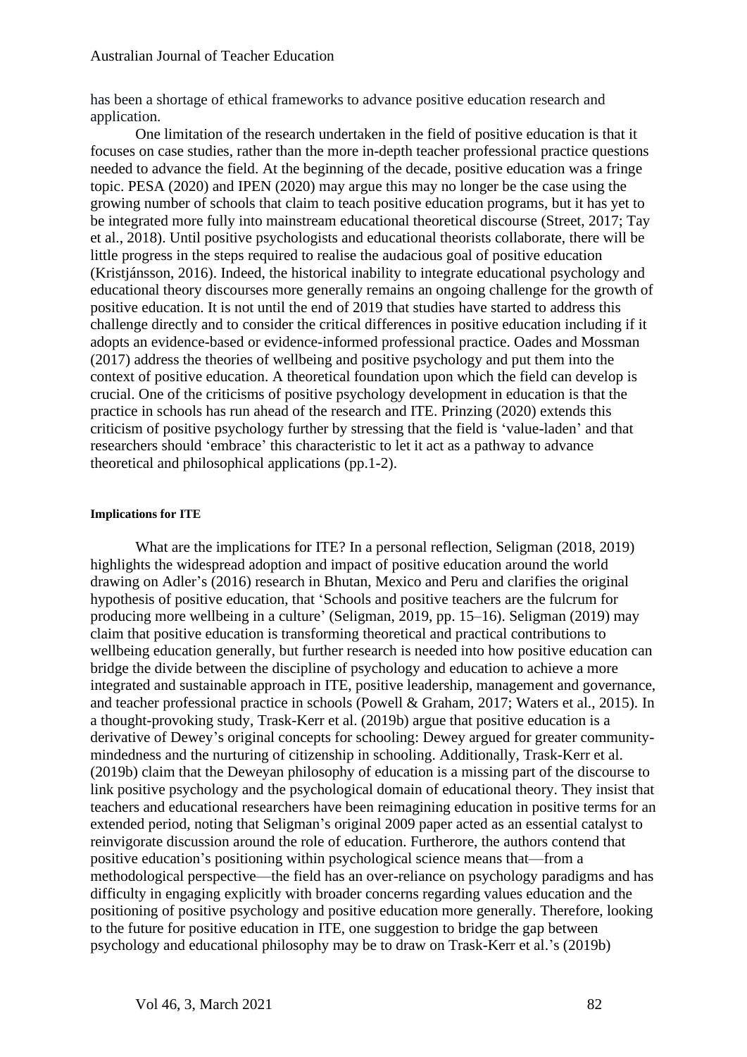has been a shortage of ethical frameworks to advance positive education research and application.

One limitation of the research undertaken in the field of positive education is that it focuses on case studies, rather than the more in-depth teacher professional practice questions needed to advance the field. At the beginning of the decade, positive education was a fringe topic. PESA (2020) and IPEN (2020) may argue this may no longer be the case using the growing number of schools that claim to teach positive education programs, but it has yet to be integrated more fully into mainstream educational theoretical discourse (Street, 2017; Tay et al., 2018). Until positive psychologists and educational theorists collaborate, there will be little progress in the steps required to realise the audacious goal of positive education (Kristjánsson, 2016). Indeed, the historical inability to integrate educational psychology and educational theory discourses more generally remains an ongoing challenge for the growth of positive education. It is not until the end of 2019 that studies have started to address this challenge directly and to consider the critical differences in positive education including if it adopts an evidence-based or evidence-informed professional practice. Oades and Mossman (2017) address the theories of wellbeing and positive psychology and put them into the context of positive education. A theoretical foundation upon which the field can develop is crucial. One of the criticisms of positive psychology development in education is that the practice in schools has run ahead of the research and ITE. Prinzing (2020) extends this criticism of positive psychology further by stressing that the field is 'value-laden' and that researchers should 'embrace' this characteristic to let it act as a pathway to advance theoretical and philosophical applications (pp.1-2).

#### Implications for ITE

What are the implications for ITE? In a personal reflection, Seligman (2018, 2019) highlights the widespread adoption and impact of positive education around the world drawing on Adler's (2016) research in Bhutan, Mexico and Peru and clarifies the original hypothesis of positive education, that 'Schools and positive teachers are the fulcrum for producing more wellbeing in a culture' (Seligman, 2019, pp. 15–16). Seligman (2019) may claim that positive education is transforming theoretical and practical contributions to wellbeing education generally, but further research is needed into how positive education can bridge the divide between the discipline of psychology and education to achieve a more integrated and sustainable approach in ITE, positive leadership, management and governance, and teacher professional practice in schools (Powell & Graham, 2017; Waters et al., 2015). In a thought-provoking study, Trask-Kerr et al. (2019b) argue that positive education is a derivative of Dewey's original concepts for schooling: Dewey argued for greater community-mindedness and the nurturing of citizenship in schooling. Additionally, Trask-Kerr et al. (2019b) claim that the Deweyan philosophy of education is a missing part of the discourse to link positive psychology and the psychological domain of educational theory. They insist that teachers and educational researchers have been reimagining education in positive terms for an extended period, noting that Seligman's original 2009 paper acted as an essential catalyst to reinvigorate discussion around the role of education. Furtherore, the authors contend that positive education's positioning within psychological science means that—from a methodological perspective—the field has an over-reliance on psychology paradigms and has difficulty in engaging explicitly with broader concerns regarding values education and the positioning of positive psychology and positive education more generally. Therefore, looking to the future for positive education in ITE, one suggestion to bridge the gap between psychology and educational philosophy may be to draw on Trask-Kerr et al.'s (2019b)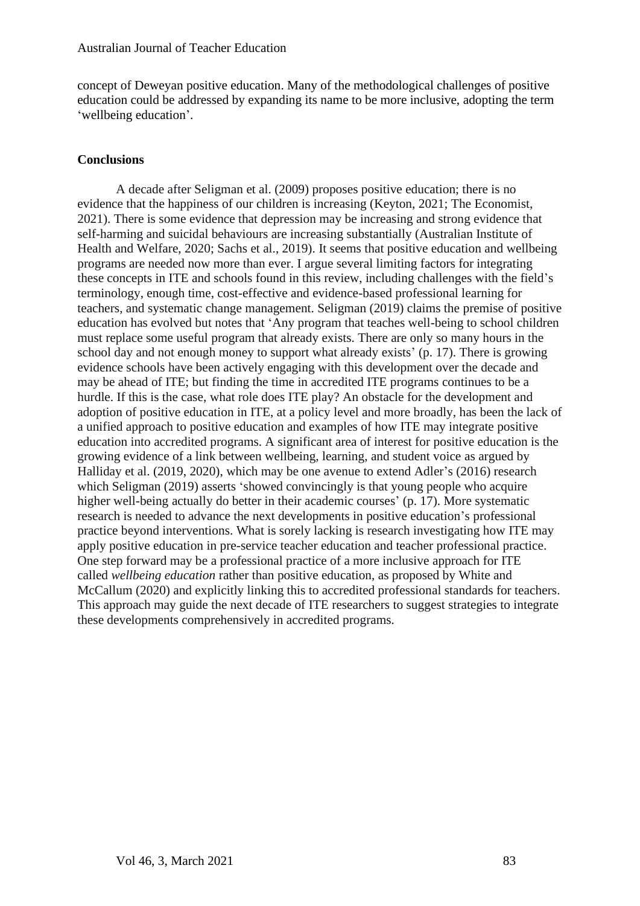concept of Deweyan positive education. Many of the methodological challenges of positive education could be addressed by expanding its name to be more inclusive, adopting the term 'wellbeing education'.

## Conclusions

A decade after Seligman et al. (2009) proposes positive education; there is no evidence that the happiness of our children is increasing (Keyton, 2021; The Economist, 2021). There is some evidence that depression may be increasing and strong evidence that self-harming and suicidal behaviours are increasing substantially (Australian Institute of Health and Welfare, 2020; Sachs et al., 2019). It seems that positive education and wellbeing programs are needed now more than ever. I argue several limiting factors for integrating these concepts in ITE and schools found in this review, including challenges with the field's terminology, enough time, cost-effective and evidence-based professional learning for teachers, and systematic change management. Seligman (2019) claims the premise of positive education has evolved but notes that 'Any program that teaches well-being to school children must replace some useful program that already exists. There are only so many hours in the school day and not enough money to support what already exists' (p. 17). There is growing evidence schools have been actively engaging with this development over the decade and may be ahead of ITE; but finding the time in accredited ITE programs continues to be a hurdle. If this is the case, what role does ITE play? An obstacle for the development and adoption of positive education in ITE, at a policy level and more broadly, has been the lack of a unified approach to positive education and examples of how ITE may integrate positive education into accredited programs. A significant area of interest for positive education is the growing evidence of a link between wellbeing, learning, and student voice as argued by Halliday et al. (2019, 2020), which may be one avenue to extend Adler's (2016) research which Seligman (2019) asserts 'showed convincingly is that young people who acquire higher well-being actually do better in their academic courses' (p. 17). More systematic research is needed to advance the next developments in positive education's professional practice beyond interventions. What is sorely lacking is research investigating how ITE may apply positive education in pre-service teacher education and teacher professional practice. One step forward may be a professional practice of a more inclusive approach for ITE called *wellbeing education* rather than positive education, as proposed by White and McCallum (2020) and explicitly linking this to accredited professional standards for teachers. This approach may guide the next decade of ITE researchers to suggest strategies to integrate these developments comprehensively in accredited programs.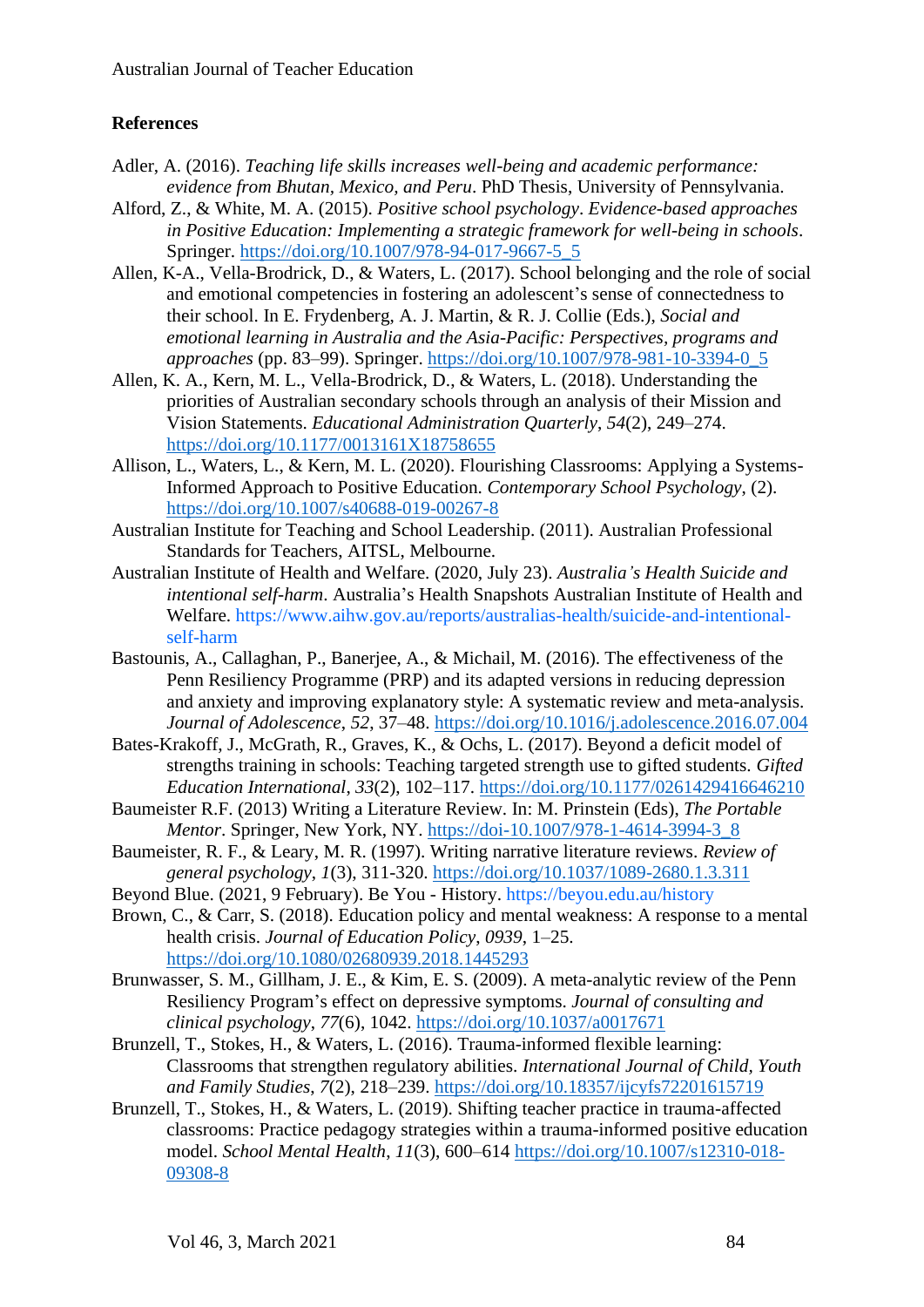## References

Adler, A. (2016). *Teaching life skills increases well-being and academic performance: evidence from Bhutan, Mexico, and Peru*. PhD Thesis, University of Pennsylvania.

Alford, Z., & White, M. A. (2015). *Positive school psychology*. *Evidence-based approaches in Positive Education: Implementing a strategic framework for well-being in schools*. Springer. https://doi.org/10.1007/978-94-017-9667-5_5

Allen, K-A., Vella-Brodrick, D., & Waters, L. (2017). School belonging and the role of social and emotional competencies in fostering an adolescent's sense of connectedness to their school. In E. Frydenberg, A. J. Martin, & R. J. Collie (Eds.), *Social and emotional learning in Australia and the Asia-Pacific: Perspectives, programs and approaches* (pp. 83–99). Springer. https://doi.org/10.1007/978-981-10-3394-0_5

Allen, K. A., Kern, M. L., Vella-Brodrick, D., & Waters, L. (2018). Understanding the priorities of Australian secondary schools through an analysis of their Mission and Vision Statements. *Educational Administration Quarterly*, *54*(2), 249–274. https://doi.org/10.1177/0013161X18758655

Allison, L., Waters, L., & Kern, M. L. (2020). Flourishing Classrooms: Applying a Systems-Informed Approach to Positive Education. *Contemporary School Psychology*, (2). https://doi.org/10.1007/s40688-019-00267-8

Australian Institute for Teaching and School Leadership. (2011). Australian Professional Standards for Teachers, AITSL, Melbourne.

Australian Institute of Health and Welfare. (2020, July 23). *Australia's Health Suicide and intentional self-harm*. Australia's Health Snapshots Australian Institute of Health and Welfare. https://www.aihw.gov.au/reports/australias-health/suicide-and-intentional-self-harm

Bastounis, A., Callaghan, P., Banerjee, A., & Michail, M. (2016). The effectiveness of the Penn Resiliency Programme (PRP) and its adapted versions in reducing depression and anxiety and improving explanatory style: A systematic review and meta-analysis. *Journal of Adolescence*, *52*, 37–48. https://doi.org/10.1016/j.adolescence.2016.07.004

Bates-Krakoff, J., McGrath, R., Graves, K., & Ochs, L. (2017). Beyond a deficit model of strengths training in schools: Teaching targeted strength use to gifted students. *Gifted Education International*, *33*(2), 102–117. https://doi.org/10.1177/0261429416646210

Baumeister R.F. (2013) Writing a Literature Review. In: M. Prinstein (Eds), *The Portable Mentor*. Springer, New York, NY. https://doi-10.1007/978-1-4614-3994-3_8

Baumeister, R. F., & Leary, M. R. (1997). Writing narrative literature reviews. *Review of general psychology*, *1*(3), 311-320. https://doi.org/10.1037/1089-2680.1.3.311

Beyond Blue. (2021, 9 February). Be You - History. https://beyou.edu.au/history

Brown, C., & Carr, S. (2018). Education policy and mental weakness: A response to a mental health crisis. *Journal of Education Policy*, *0939*, 1–25. https://doi.org/10.1080/02680939.2018.1445293

Brunwasser, S. M., Gillham, J. E., & Kim, E. S. (2009). A meta-analytic review of the Penn Resiliency Program's effect on depressive symptoms. *Journal of consulting and clinical psychology*, *77*(6), 1042. https://doi.org/10.1037/a0017671

Brunzell, T., Stokes, H., & Waters, L. (2016). Trauma-informed flexible learning: Classrooms that strengthen regulatory abilities. *International Journal of Child, Youth and Family Studies*, *7*(2), 218–239. https://doi.org/10.18357/ijcyfs72201615719

Brunzell, T., Stokes, H., & Waters, L. (2019). Shifting teacher practice in trauma-affected classrooms: Practice pedagogy strategies within a trauma-informed positive education model. *School Mental Health*, *11*(3), 600–614 https://doi.org/10.1007/s12310-018-09308-8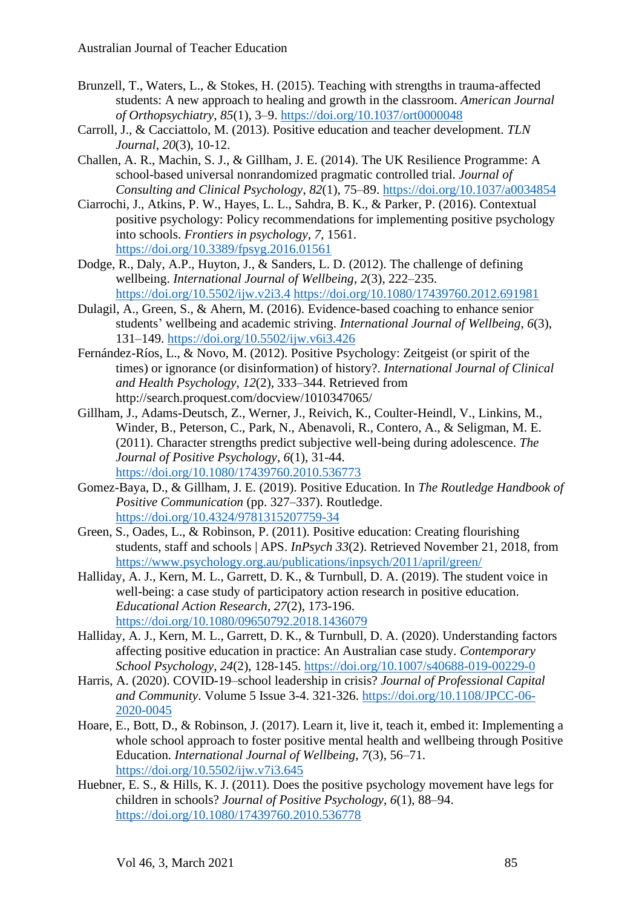Brunzell, T., Waters, L., & Stokes, H. (2015). Teaching with strengths in trauma-affected students: A new approach to healing and growth in the classroom. *American Journal of Orthopsychiatry*, *85*(1), 3–9. https://doi.org/10.1037/ort0000048

Carroll, J., & Cacciattolo, M. (2013). Positive education and teacher development. *TLN Journal*, *20*(3), 10-12.

Challen, A. R., Machin, S. J., & Gillham, J. E. (2014). The UK Resilience Programme: A school-based universal nonrandomized pragmatic controlled trial. *Journal of Consulting and Clinical Psychology*, *82*(1), 75–89. https://doi.org/10.1037/a0034854

Ciarrochi, J., Atkins, P. W., Hayes, L. L., Sahdra, B. K., & Parker, P. (2016). Contextual positive psychology: Policy recommendations for implementing positive psychology into schools. *Frontiers in psychology*, *7*, 1561. https://doi.org/10.3389/fpsyg.2016.01561

Dodge, R., Daly, A.P., Huyton, J., & Sanders, L. D. (2012). The challenge of defining wellbeing. *International Journal of Wellbeing*, *2*(3), 222–235. https://doi.org/10.5502/ijw.v2i3.4 https://doi.org/10.1080/17439760.2012.691981

Dulagil, A., Green, S., & Ahern, M. (2016). Evidence-based coaching to enhance senior students' wellbeing and academic striving. *International Journal of Wellbeing*, *6*(3), 131–149. https://doi.org/10.5502/ijw.v6i3.426

Fernández-Ríos, L., & Novo, M. (2012). Positive Psychology: Zeitgeist (or spirit of the times) or ignorance (or disinformation) of history?. *International Journal of Clinical and Health Psychology*, *12*(2), 333–344. Retrieved from http://search.proquest.com/docview/1010347065/

Gillham, J., Adams-Deutsch, Z., Werner, J., Reivich, K., Coulter-Heindl, V., Linkins, M., Winder, B., Peterson, C., Park, N., Abenavoli, R., Contero, A., & Seligman, M. E. (2011). Character strengths predict subjective well-being during adolescence. *The Journal of Positive Psychology*, *6*(1), 31-44. https://doi.org/10.1080/17439760.2010.536773

Gomez-Baya, D., & Gillham, J. E. (2019). Positive Education. In *The Routledge Handbook of Positive Communication* (pp. 327–337). Routledge. https://doi.org/10.4324/9781315207759-34

Green, S., Oades, L., & Robinson, P. (2011). Positive education: Creating flourishing students, staff and schools | APS. *InPsych 33*(2). Retrieved November 21, 2018, from https://www.psychology.org.au/publications/inpsych/2011/april/green/

Halliday, A. J., Kern, M. L., Garrett, D. K., & Turnbull, D. A. (2019). The student voice in well-being: a case study of participatory action research in positive education. *Educational Action Research*, *27*(2), 173-196. https://doi.org/10.1080/09650792.2018.1436079

Halliday, A. J., Kern, M. L., Garrett, D. K., & Turnbull, D. A. (2020). Understanding factors affecting positive education in practice: An Australian case study. *Contemporary School Psychology*, *24*(2), 128-145. https://doi.org/10.1007/s40688-019-00229-0

Harris, A. (2020). COVID-19–school leadership in crisis? *Journal of Professional Capital and Community*. Volume 5 Issue 3-4. 321-326. https://doi.org/10.1108/JPCC-06-2020-0045

Hoare, E., Bott, D., & Robinson, J. (2017). Learn it, live it, teach it, embed it: Implementing a whole school approach to foster positive mental health and wellbeing through Positive Education. *International Journal of Wellbeing*, *7*(3), 56–71. https://doi.org/10.5502/ijw.v7i3.645

Huebner, E. S., & Hills, K. J. (2011). Does the positive psychology movement have legs for children in schools? *Journal of Positive Psychology*, *6*(1), 88–94. https://doi.org/10.1080/17439760.2010.536778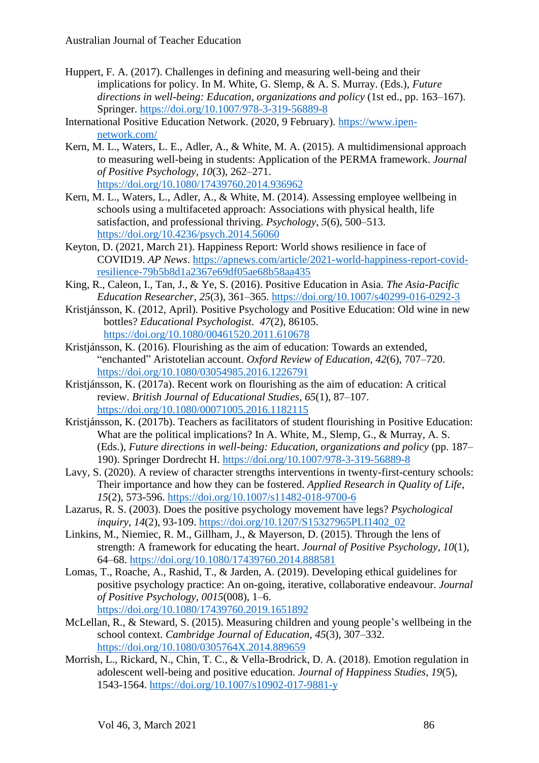Huppert, F. A. (2017). Challenges in defining and measuring well-being and their implications for policy. In M. White, G. Slemp, & A. S. Murray. (Eds.), *Future directions in well-being: Education, organizations and policy* (1st ed., pp. 163–167). Springer. https://doi.org/10.1007/978-3-319-56889-8

International Positive Education Network. (2020, 9 February). https://www.ipen-network.com/

Kern, M. L., Waters, L. E., Adler, A., & White, M. A. (2015). A multidimensional approach to measuring well-being in students: Application of the PERMA framework. *Journal of Positive Psychology*, *10*(3), 262–271. https://doi.org/10.1080/17439760.2014.936962

Kern, M. L., Waters, L., Adler, A., & White, M. (2014). Assessing employee wellbeing in schools using a multifaceted approach: Associations with physical health, life satisfaction, and professional thriving. *Psychology*, *5*(6), 500–513. https://doi.org/10.4236/psych.2014.56060

Keyton, D. (2021, March 21). Happiness Report: World shows resilience in face of COVID19. *AP News*. https://apnews.com/article/2021-world-happiness-report-covid-resilience-79b5b8d1a2367e69df05ae68b58aa435

King, R., Caleon, I., Tan, J., & Ye, S. (2016). Positive Education in Asia. *The Asia-Pacific Education Researcher*, *25*(3), 361–365. https://doi.org/10.1007/s40299-016-0292-3

Kristjánsson, K. (2012, April). Positive Psychology and Positive Education: Old wine in new bottles? *Educational Psychologist*. *47*(2), 86105. https://doi.org/10.1080/00461520.2011.610678

Kristjánsson, K. (2016). Flourishing as the aim of education: Towards an extended, "enchanted" Aristotelian account. *Oxford Review of Education*, *42*(6), 707–720. https://doi.org/10.1080/03054985.2016.1226791

Kristjánsson, K. (2017a). Recent work on flourishing as the aim of education: A critical review. *British Journal of Educational Studies*, *65*(1), 87–107. https://doi.org/10.1080/00071005.2016.1182115

Kristjánsson, K. (2017b). Teachers as facilitators of student flourishing in Positive Education: What are the political implications? In A. White, M., Slemp, G., & Murray, A. S. (Eds.), *Future directions in well-being: Education, organizations and policy* (pp. 187–190). Springer Dordrecht H. https://doi.org/10.1007/978-3-319-56889-8

Lavy, S. (2020). A review of character strengths interventions in twenty-first-century schools: Their importance and how they can be fostered. *Applied Research in Quality of Life*, *15*(2), 573-596. https://doi.org/10.1007/s11482-018-9700-6

Lazarus, R. S. (2003). Does the positive psychology movement have legs? *Psychological inquiry*, *14*(2), 93-109. https://doi.org/10.1207/S15327965PLI1402_02

Linkins, M., Niemiec, R. M., Gillham, J., & Mayerson, D. (2015). Through the lens of strength: A framework for educating the heart. *Journal of Positive Psychology*, *10*(1), 64–68. https://doi.org/10.1080/17439760.2014.888581

Lomas, T., Roache, A., Rashid, T., & Jarden, A. (2019). Developing ethical guidelines for positive psychology practice: An on-going, iterative, collaborative endeavour. *Journal of Positive Psychology*, *0015*(008), 1–6. https://doi.org/10.1080/17439760.2019.1651892

McLellan, R., & Steward, S. (2015). Measuring children and young people's wellbeing in the school context. *Cambridge Journal of Education*, *45*(3), 307–332. https://doi.org/10.1080/0305764X.2014.889659

Morrish, L., Rickard, N., Chin, T. C., & Vella-Brodrick, D. A. (2018). Emotion regulation in adolescent well-being and positive education. *Journal of Happiness Studies*, *19*(5), 1543-1564. https://doi.org/10.1007/s10902-017-9881-y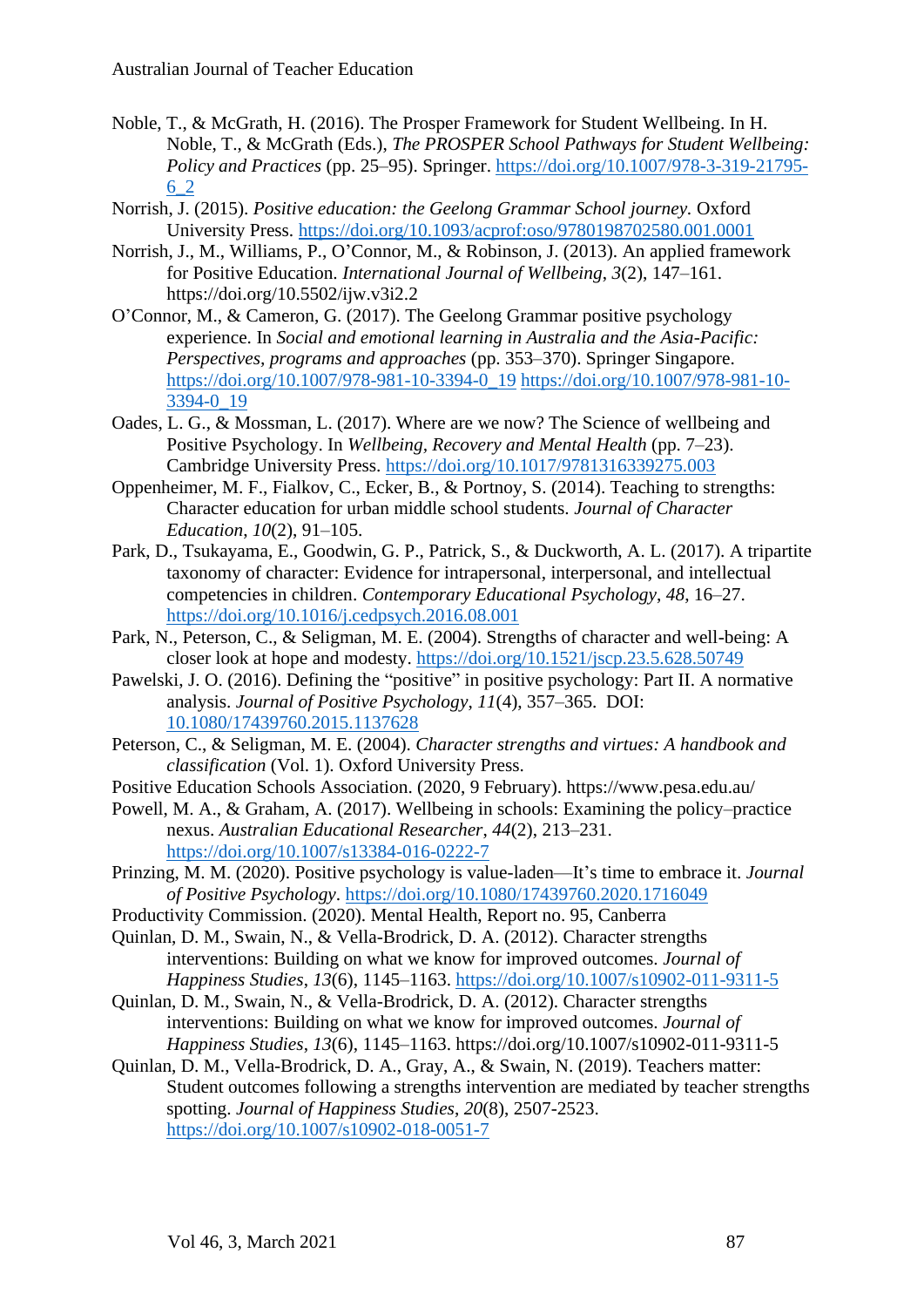Noble, T., & McGrath, H. (2016). The Prosper Framework for Student Wellbeing. In H. Noble, T., & McGrath (Eds.), *The PROSPER School Pathways for Student Wellbeing: Policy and Practices* (pp. 25–95). Springer. https://doi.org/10.1007/978-3-319-21795-6_2

Norrish, J. (2015). *Positive education: the Geelong Grammar School journey.* Oxford University Press. https://doi.org/10.1093/acprof:oso/9780198702580.001.0001

Norrish, J., M., Williams, P., O'Connor, M., & Robinson, J. (2013). An applied framework for Positive Education. *International Journal of Wellbeing*, *3*(2), 147–161. https://doi.org/10.5502/ijw.v3i2.2

O'Connor, M., & Cameron, G. (2017). The Geelong Grammar positive psychology experience. In *Social and emotional learning in Australia and the Asia-Pacific: Perspectives, programs and approaches* (pp. 353–370). Springer Singapore. https://doi.org/10.1007/978-981-10-3394-0_19 https://doi.org/10.1007/978-981-10-3394-0_19

Oades, L. G., & Mossman, L. (2017). Where are we now? The Science of wellbeing and Positive Psychology. In *Wellbeing, Recovery and Mental Health* (pp. 7–23). Cambridge University Press. https://doi.org/10.1017/9781316339275.003

Oppenheimer, M. F., Fialkov, C., Ecker, B., & Portnoy, S. (2014). Teaching to strengths: Character education for urban middle school students. *Journal of Character Education*, *10*(2), 91–105.

Park, D., Tsukayama, E., Goodwin, G. P., Patrick, S., & Duckworth, A. L. (2017). A tripartite taxonomy of character: Evidence for intrapersonal, interpersonal, and intellectual competencies in children. *Contemporary Educational Psychology*, *48*, 16–27. https://doi.org/10.1016/j.cedpsych.2016.08.001

Park, N., Peterson, C., & Seligman, M. E. (2004). Strengths of character and well-being: A closer look at hope and modesty. https://doi.org/10.1521/jscp.23.5.628.50749

Pawelski, J. O. (2016). Defining the "positive" in positive psychology: Part II. A normative analysis. *Journal of Positive Psychology*, *11*(4), 357–365. DOI: 10.1080/17439760.2015.1137628

Peterson, C., & Seligman, M. E. (2004). *Character strengths and virtues: A handbook and classification* (Vol. 1). Oxford University Press.

Positive Education Schools Association. (2020, 9 February). https://www.pesa.edu.au/

Powell, M. A., & Graham, A. (2017). Wellbeing in schools: Examining the policy–practice nexus. *Australian Educational Researcher*, *44*(2), 213–231. https://doi.org/10.1007/s13384-016-0222-7

Prinzing, M. M. (2020). Positive psychology is value-laden—It's time to embrace it. *Journal of Positive Psychology*. https://doi.org/10.1080/17439760.2020.1716049

Productivity Commission. (2020). Mental Health, Report no. 95, Canberra

Quinlan, D. M., Swain, N., & Vella-Brodrick, D. A. (2012). Character strengths interventions: Building on what we know for improved outcomes. *Journal of Happiness Studies*, *13*(6), 1145–1163. https://doi.org/10.1007/s10902-011-9311-5

Quinlan, D. M., Swain, N., & Vella-Brodrick, D. A. (2012). Character strengths interventions: Building on what we know for improved outcomes. *Journal of Happiness Studies*, *13*(6), 1145–1163. https://doi.org/10.1007/s10902-011-9311-5

Quinlan, D. M., Vella-Brodrick, D. A., Gray, A., & Swain, N. (2019). Teachers matter: Student outcomes following a strengths intervention are mediated by teacher strengths spotting. *Journal of Happiness Studies*, *20*(8), 2507-2523. https://doi.org/10.1007/s10902-018-0051-7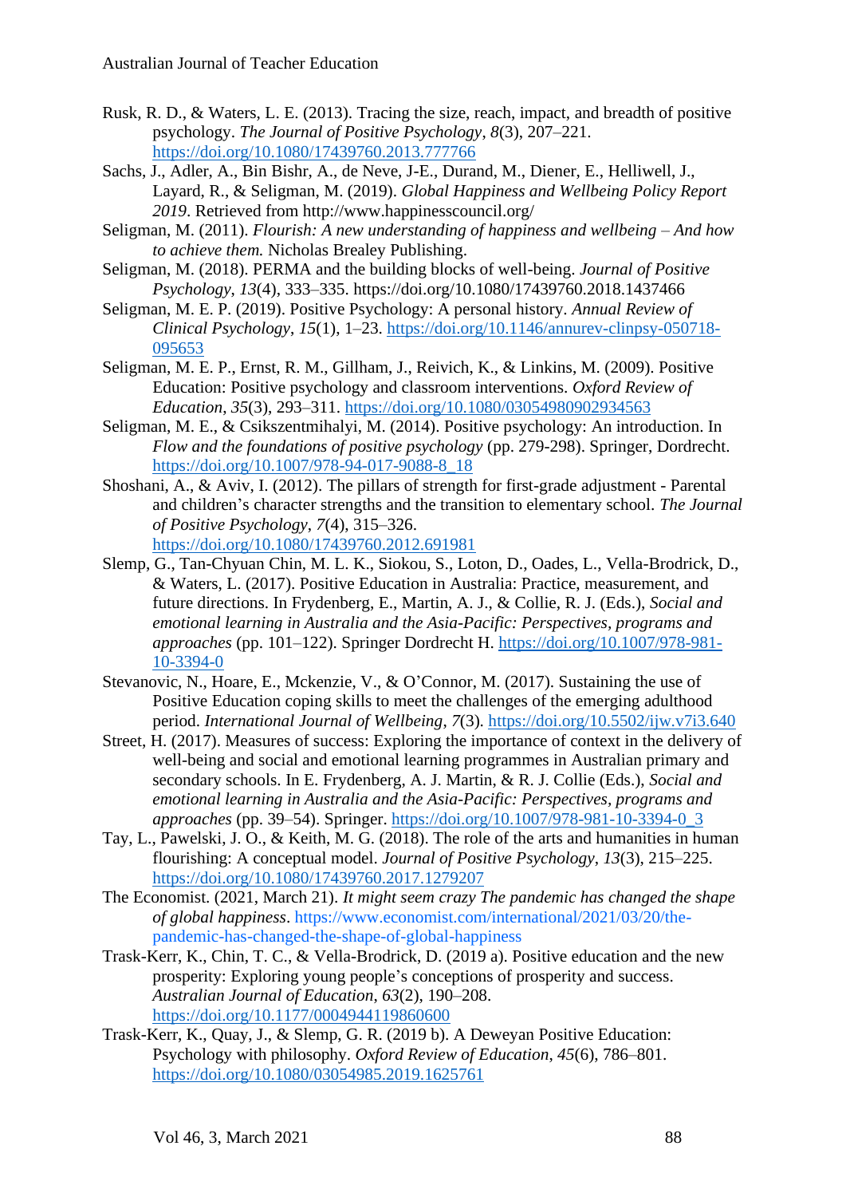Rusk, R. D., & Waters, L. E. (2013). Tracing the size, reach, impact, and breadth of positive psychology. *The Journal of Positive Psychology*, *8*(3), 207–221. https://doi.org/10.1080/17439760.2013.777766

Sachs, J., Adler, A., Bin Bishr, A., de Neve, J-E., Durand, M., Diener, E., Helliwell, J., Layard, R., & Seligman, M. (2019). *Global Happiness and Wellbeing Policy Report 2019*. Retrieved from http://www.happinesscouncil.org/

Seligman, M. (2011). *Flourish: A new understanding of happiness and wellbeing – And how to achieve them.* Nicholas Brealey Publishing.

Seligman, M. (2018). PERMA and the building blocks of well-being. *Journal of Positive Psychology*, *13*(4), 333–335. https://doi.org/10.1080/17439760.2018.1437466

Seligman, M. E. P. (2019). Positive Psychology: A personal history. *Annual Review of Clinical Psychology*, *15*(1), 1–23. https://doi.org/10.1146/annurev-clinpsy-050718-095653

Seligman, M. E. P., Ernst, R. M., Gillham, J., Reivich, K., & Linkins, M. (2009). Positive Education: Positive psychology and classroom interventions. *Oxford Review of Education*, *35*(3), 293–311. https://doi.org/10.1080/03054980902934563

Seligman, M. E., & Csikszentmihalyi, M. (2014). Positive psychology: An introduction. In *Flow and the foundations of positive psychology* (pp. 279-298). Springer, Dordrecht. https://doi.org/10.1007/978-94-017-9088-8_18

Shoshani, A., & Aviv, I. (2012). The pillars of strength for first-grade adjustment - Parental and children's character strengths and the transition to elementary school. *The Journal of Positive Psychology*, *7*(4), 315–326. https://doi.org/10.1080/17439760.2012.691981

Slemp, G., Tan-Chyuan Chin, M. L. K., Siokou, S., Loton, D., Oades, L., Vella-Brodrick, D., & Waters, L. (2017). Positive Education in Australia: Practice, measurement, and future directions. In Frydenberg, E., Martin, A. J., & Collie, R. J. (Eds.), *Social and emotional learning in Australia and the Asia-Pacific: Perspectives, programs and approaches* (pp. 101–122). Springer Dordrecht H. https://doi.org/10.1007/978-981-10-3394-0

Stevanovic, N., Hoare, E., Mckenzie, V., & O'Connor, M. (2017). Sustaining the use of Positive Education coping skills to meet the challenges of the emerging adulthood period. *International Journal of Wellbeing*, *7*(3). https://doi.org/10.5502/ijw.v7i3.640

Street, H. (2017). Measures of success: Exploring the importance of context in the delivery of well-being and social and emotional learning programmes in Australian primary and secondary schools. In E. Frydenberg, A. J. Martin, & R. J. Collie (Eds.), *Social and emotional learning in Australia and the Asia-Pacific: Perspectives, programs and approaches* (pp. 39–54). Springer. https://doi.org/10.1007/978-981-10-3394-0_3

Tay, L., Pawelski, J. O., & Keith, M. G. (2018). The role of the arts and humanities in human flourishing: A conceptual model. *Journal of Positive Psychology*, *13*(3), 215–225. https://doi.org/10.1080/17439760.2017.1279207

The Economist. (2021, March 21). *It might seem crazy The pandemic has changed the shape of global happiness*. https://www.economist.com/international/2021/03/20/the-pandemic-has-changed-the-shape-of-global-happiness

Trask-Kerr, K., Chin, T. C., & Vella-Brodrick, D. (2019 a). Positive education and the new prosperity: Exploring young people's conceptions of prosperity and success. *Australian Journal of Education*, *63*(2), 190–208. https://doi.org/10.1177/0004944119860600

Trask-Kerr, K., Quay, J., & Slemp, G. R. (2019 b). A Deweyan Positive Education: Psychology with philosophy. *Oxford Review of Education*, *45*(6), 786–801. https://doi.org/10.1080/03054985.2019.1625761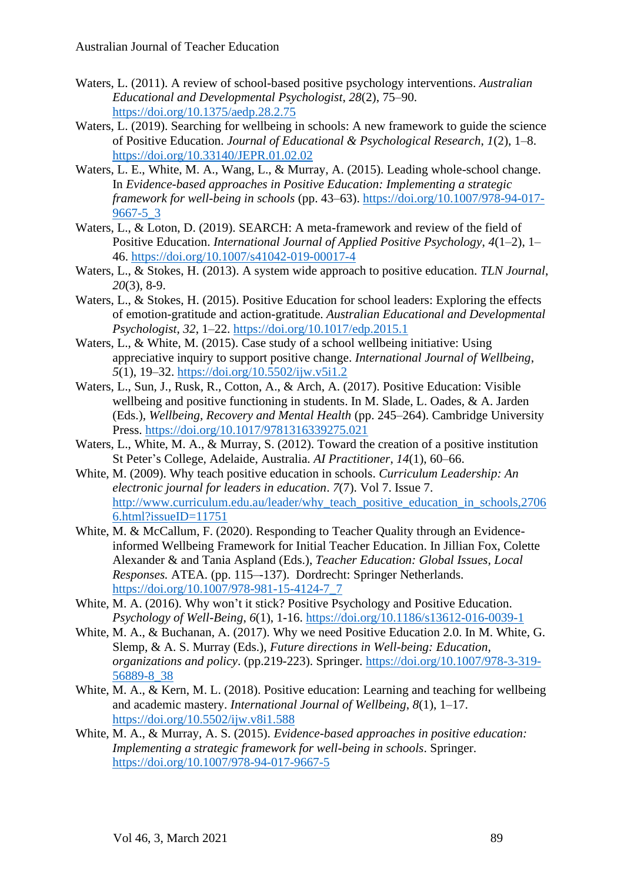Waters, L. (2011). A review of school-based positive psychology interventions. *Australian Educational and Developmental Psychologist*, *28*(2), 75–90. https://doi.org/10.1375/aedp.28.2.75

Waters, L. (2019). Searching for wellbeing in schools: A new framework to guide the science of Positive Education. *Journal of Educational & Psychological Research*, *1*(2), 1–8. https://doi.org/10.33140/JEPR.01.02.02

Waters, L. E., White, M. A., Wang, L., & Murray, A. (2015). Leading whole-school change. In *Evidence-based approaches in Positive Education: Implementing a strategic framework for well-being in schools* (pp. 43–63). https://doi.org/10.1007/978-94-017-9667-5_3

Waters, L., & Loton, D. (2019). SEARCH: A meta-framework and review of the field of Positive Education. *International Journal of Applied Positive Psychology*, *4*(1–2), 1–46. https://doi.org/10.1007/s41042-019-00017-4

Waters, L., & Stokes, H. (2013). A system wide approach to positive education. *TLN Journal*, *20*(3), 8-9.

Waters, L., & Stokes, H. (2015). Positive Education for school leaders: Exploring the effects of emotion-gratitude and action-gratitude. *Australian Educational and Developmental Psychologist*, *32*, 1–22. https://doi.org/10.1017/edp.2015.1

Waters, L., & White, M. (2015). Case study of a school wellbeing initiative: Using appreciative inquiry to support positive change. *International Journal of Wellbeing*, *5*(1), 19–32. https://doi.org/10.5502/ijw.v5i1.2

Waters, L., Sun, J., Rusk, R., Cotton, A., & Arch, A. (2017). Positive Education: Visible wellbeing and positive functioning in students. In M. Slade, L. Oades, & A. Jarden (Eds.), *Wellbeing, Recovery and Mental Health* (pp. 245–264). Cambridge University Press. https://doi.org/10.1017/9781316339275.021

Waters, L., White, M. A., & Murray, S. (2012). Toward the creation of a positive institution St Peter's College, Adelaide, Australia. *AI Practitioner*, *14*(1), 60–66.

White, M. (2009). Why teach positive education in schools. *Curriculum Leadership: An electronic journal for leaders in education*. *7*(7). Vol 7. Issue 7. http://www.curriculum.edu.au/leader/why_teach_positive_education_in_schools,27066.html?issueID=11751

White, M. & McCallum, F. (2020). Responding to Teacher Quality through an Evidence-informed Wellbeing Framework for Initial Teacher Education. In Jillian Fox, Colette Alexander & and Tania Aspland (Eds.), *Teacher Education: Global Issues, Local Responses.* ATEA. (pp. 115–-137). Dordrecht: Springer Netherlands. https://doi.org/10.1007/978-981-15-4124-7_7

White, M. A. (2016). Why won't it stick? Positive Psychology and Positive Education. *Psychology of Well-Being*, *6*(1), 1-16. https://doi.org/10.1186/s13612-016-0039-1

White, M. A., & Buchanan, A. (2017). Why we need Positive Education 2.0. In M. White, G. Slemp, & A. S. Murray (Eds.), *Future directions in Well-being: Education, organizations and policy*. (pp.219-223). Springer. https://doi.org/10.1007/978-3-319-56889-8_38

White, M. A., & Kern, M. L. (2018). Positive education: Learning and teaching for wellbeing and academic mastery. *International Journal of Wellbeing*, *8*(1), 1–17. https://doi.org/10.5502/ijw.v8i1.588

White, M. A., & Murray, A. S. (2015). *Evidence-based approaches in positive education: Implementing a strategic framework for well-being in schools*. Springer. https://doi.org/10.1007/978-94-017-9667-5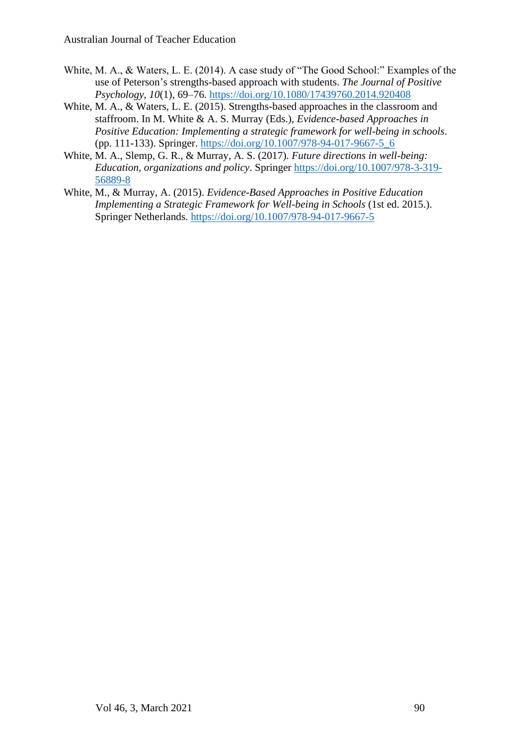White, M. A., & Waters, L. E. (2014). A case study of "The Good School:" Examples of the use of Peterson's strengths-based approach with students. *The Journal of Positive Psychology*, *10*(1), 69–76. https://doi.org/10.1080/17439760.2014.920408

White, M. A., & Waters, L. E. (2015). Strengths-based approaches in the classroom and staffroom. In M. White & A. S. Murray (Eds.), *Evidence-based Approaches in Positive Education: Implementing a strategic framework for well-being in schools*. (pp. 111-133). Springer. https://doi.org/10.1007/978-94-017-9667-5_6

White, M. A., Slemp, G. R., & Murray, A. S. (2017). *Future directions in well-being: Education, organizations and policy*. Springer https://doi.org/10.1007/978-3-319-56889-8

White, M., & Murray, A. (2015). *Evidence-Based Approaches in Positive Education Implementing a Strategic Framework for Well-being in Schools* (1st ed. 2015.). Springer Netherlands. https://doi.org/10.1007/978-94-017-9667-5